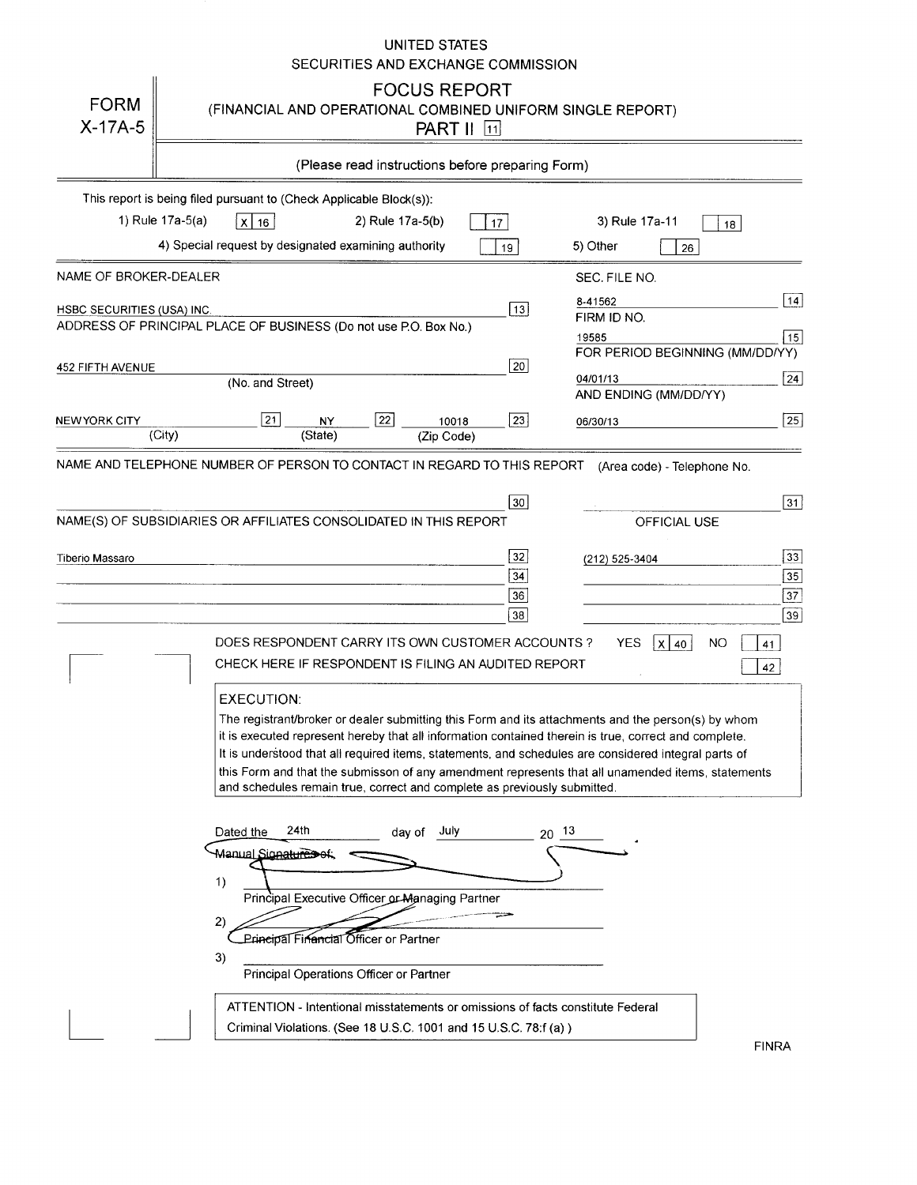UNITED STATES
SECURITIES AND EXCHANGE COMMISSION

# FORM X-17A-5

## FOCUS REPORT
(FINANCIAL AND OPERATIONAL COMBINED UNIFORM SINGLE REPORT)
PART II [11]

(Please read instructions before preparing Form)

This report is being filed pursuant to (Check Applicable Block(s)):

1) Rule 17a-5(a) [X] [16]    2) Rule 17a-5(b) [ ] [17]    3) Rule 17a-11 [ ] [18]

4) Special request by designated examining authority [ ] [19]    5) Other [ ] [26]

NAME OF BROKER-DEALER: HSBC SECURITIES (USA) INC. [13]

SEC. FILE NO.: 8-41562 [14]

FIRM ID NO.: 19585 [15]

ADDRESS OF PRINCIPAL PLACE OF BUSINESS (Do not use P.O. Box No.)

452 FIFTH AVENUE [20]
(No. and Street)

NEW YORK CITY [21] (City)    NY [22] (State)    10018 [23] (Zip Code)

FOR PERIOD BEGINNING (MM/DD/YY): 04/01/13 [24]

AND ENDING (MM/DD/YY): 06/30/13 [25]

NAME AND TELEPHONE NUMBER OF PERSON TO CONTACT IN REGARD TO THIS REPORT [30]    (Area code) - Telephone No. [31]

NAME(S) OF SUBSIDIARIES OR AFFILIATES CONSOLIDATED IN THIS REPORT    OFFICIAL USE

Tiberio Massaro [32]    (212) 525-3404 [33]

[34]    [35]

[36]    [37]

[38]    [39]

DOES RESPONDENT CARRY ITS OWN CUSTOMER ACCOUNTS ? YES [X] [40] NO [ ] [41]

CHECK HERE IF RESPONDENT IS FILING AN AUDITED REPORT [ ] [42]

EXECUTION:

The registrant/broker or dealer submitting this Form and its attachments and the person(s) by whom it is executed represent hereby that all information contained therein is true, correct and complete. It is understood that all required items, statements, and schedules are considered integral parts of this Form and that the submisson of any amendment represents that all unamended items, statements and schedules remain true, correct and complete as previously submitted.

Dated the 24th day of July 20 13

Manual Signatures of:

1) Principal Executive Officer or Managing Partner

2) Principal Financial Officer or Partner

3) Principal Operations Officer or Partner

ATTENTION - Intentional misstatements or omissions of facts constitute Federal Criminal Violations. (See 18 U.S.C. 1001 and 15 U.S.C. 78:f (a) )

FINRA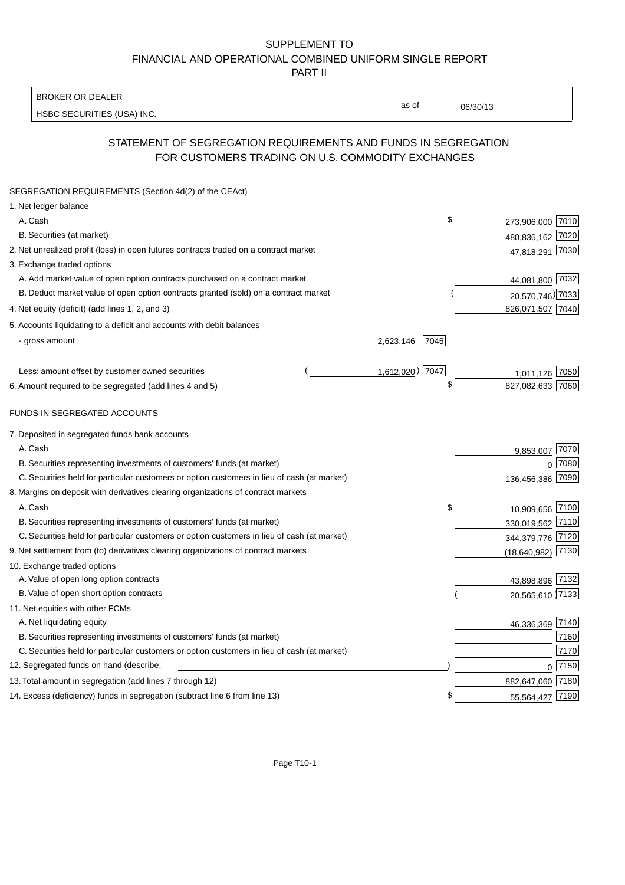SUPPLEMENT TO
FINANCIAL AND OPERATIONAL COMBINED UNIFORM SINGLE REPORT
PART II

BROKER OR DEALER
HSBC SECURITIES (USA) INC.

as of 06/30/13

## STATEMENT OF SEGREGATION REQUIREMENTS AND FUNDS IN SEGREGATION FOR CUSTOMERS TRADING ON U.S. COMMODITY EXCHANGES

SEGREGATION REQUIREMENTS (Section 4d(2) of the CEAct)

| | | | | |
|---|---|---|---|---|
| 1. Net ledger balance | | | | |
| A. Cash | | | $ 273,906,000 | 7010 |
| B. Securities (at market) | | | 480,836,162 | 7020 |
| 2. Net unrealized profit (loss) in open futures contracts traded on a contract market | | | 47,818,291 | 7030 |
| 3. Exchange traded options | | | | |
| A. Add market value of open option contracts purchased on a contract market | | | 44,081,800 | 7032 |
| B. Deduct market value of open option contracts granted (sold) on a contract market | | | (20,570,746) | 7033 |
| 4. Net equity (deficit) (add lines 1, 2, and 3) | | | 826,071,507 | 7040 |
| 5. Accounts liquidating to a deficit and accounts with debit balances | | | | |
| - gross amount | 2,623,146 | 7045 | | |
| Less: amount offset by customer owned securities | (1,612,020) | 7047 | 1,011,126 | 7050 |
| 6. Amount required to be segregated (add lines 4 and 5) | | | $ 827,082,633 | 7060 |

FUNDS IN SEGREGATED ACCOUNTS

| | | |
|---|---|---|
| 7. Deposited in segregated funds bank accounts | | |
| A. Cash | 9,853,007 | 7070 |
| B. Securities representing investments of customers' funds (at market) | 0 | 7080 |
| C. Securities held for particular customers or option customers in lieu of cash (at market) | 136,456,386 | 7090 |
| 8. Margins on deposit with derivatives clearing organizations of contract markets | | |
| A. Cash | $ 10,909,656 | 7100 |
| B. Securities representing investments of customers' funds (at market) | 330,019,562 | 7110 |
| C. Securities held for particular customers or option customers in lieu of cash (at market) | 344,379,776 | 7120 |
| 9. Net settlement from (to) derivatives clearing organizations of contract markets | (18,640,982) | 7130 |
| 10. Exchange traded options | | |
| A. Value of open long option contracts | 43,898,896 | 7132 |
| B. Value of open short option contracts | (20,565,610) | 7133 |
| 11. Net equities with other FCMs | | |
| A. Net liquidating equity | 46,336,369 | 7140 |
| B. Securities representing investments of customers' funds (at market) | | 7160 |
| C. Securities held for particular customers or option customers in lieu of cash (at market) | | 7170 |
| 12. Segregated funds on hand (describe: ) | 0 | 7150 |
| 13. Total amount in segregation (add lines 7 through 12) | 882,647,060 | 7180 |
| 14. Excess (deficiency) funds in segregation (subtract line 6 from line 13) | $ 55,564,427 | 7190 |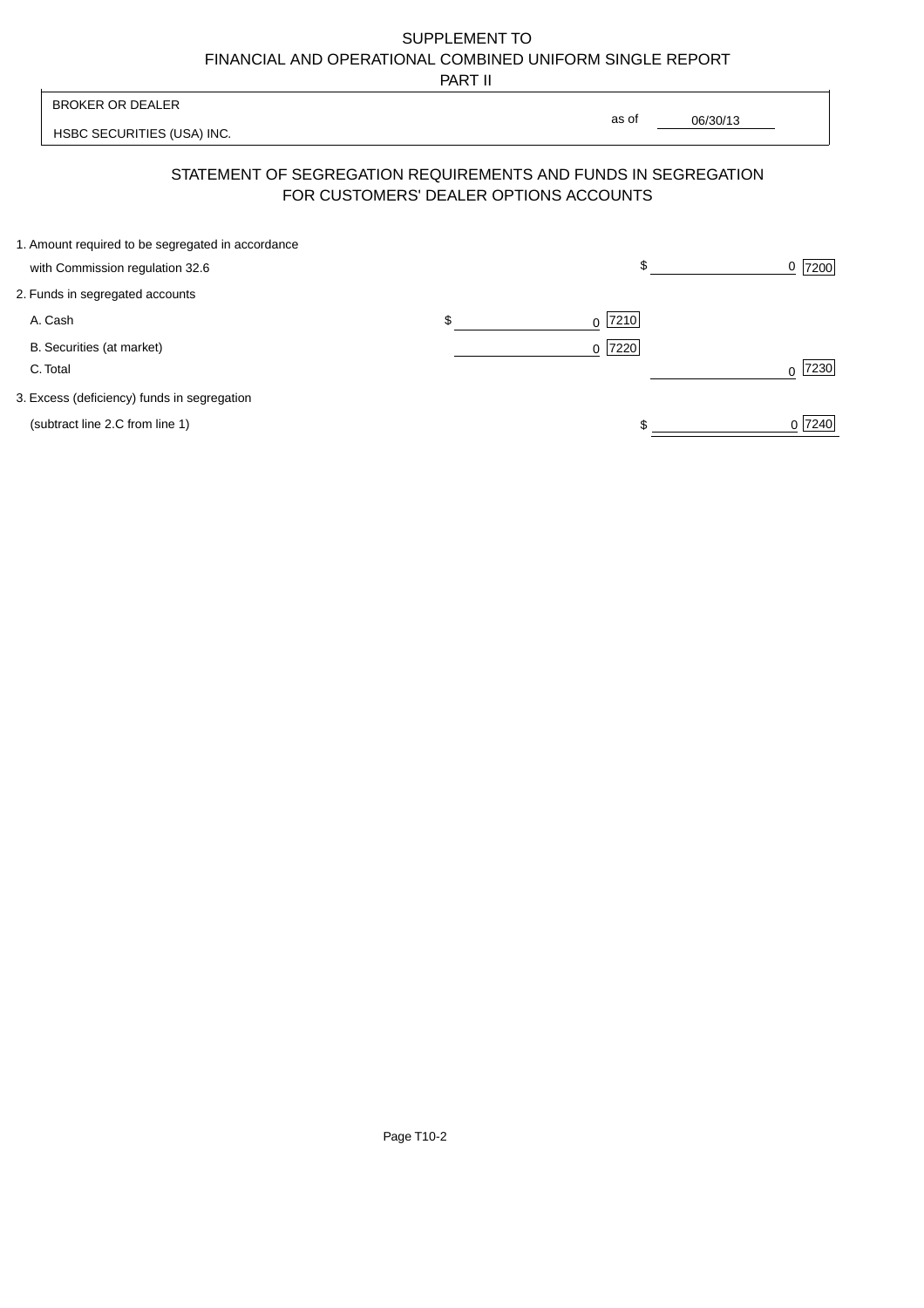# SUPPLEMENT TO
# FINANCIAL AND OPERATIONAL COMBINED UNIFORM SINGLE REPORT
## PART II

BROKER OR DEALER

HSBC SECURITIES (USA) INC.

as of 06/30/13

## STATEMENT OF SEGREGATION REQUIREMENTS AND FUNDS IN SEGREGATION FOR CUSTOMERS' DEALER OPTIONS ACCOUNTS

| | | |
|---|---|---|
| 1. Amount required to be segregated in accordance with Commission regulation 32.6 | | $ 0 [7200] |
| 2. Funds in segregated accounts | | |
| A. Cash | $ 0 [7210] | |
| B. Securities (at market) | 0 [7220] | |
| C. Total | | 0 [7230] |
| 3. Excess (deficiency) funds in segregation (subtract line 2.C from line 1) | | $ 0 [7240] |

Page T10-2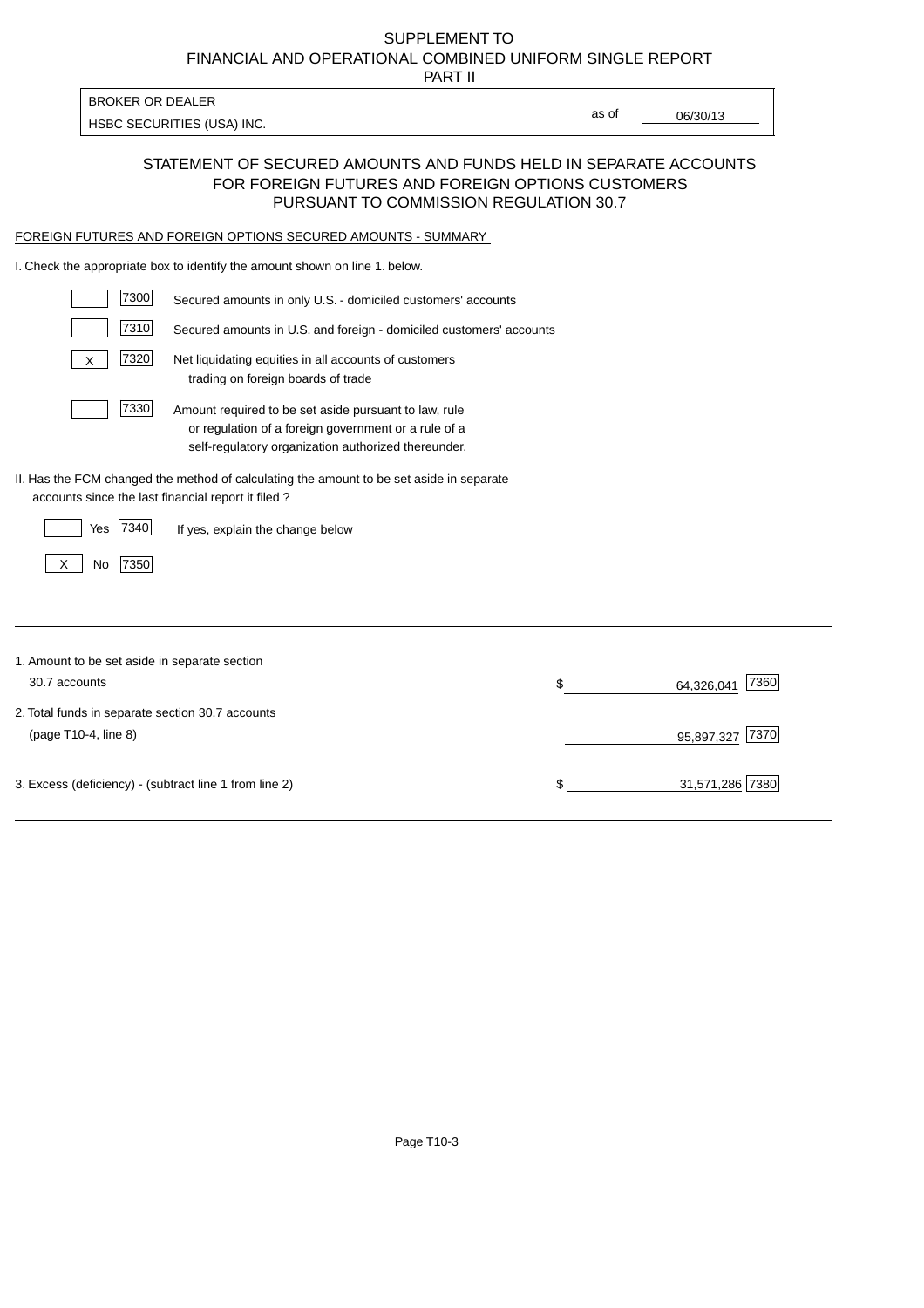# SUPPLEMENT TO
# FINANCIAL AND OPERATIONAL COMBINED UNIFORM SINGLE REPORT
# PART II

| BROKER OR DEALER | |
|---|---|
| HSBC SECURITIES (USA) INC. | as of 06/30/13 |

## STATEMENT OF SECURED AMOUNTS AND FUNDS HELD IN SEPARATE ACCOUNTS FOR FOREIGN FUTURES AND FOREIGN OPTIONS CUSTOMERS PURSUANT TO COMMISSION REGULATION 30.7

FOREIGN FUTURES AND FOREIGN OPTIONS SECURED AMOUNTS - SUMMARY

I. Check the appropriate box to identify the amount shown on line 1. below.

| | Code | |
|---|---|---|
| | 7300 | Secured amounts in only U.S. - domiciled customers' accounts |
| | 7310 | Secured amounts in U.S. and foreign - domiciled customers' accounts |
| X | 7320 | Net liquidating equities in all accounts of customers trading on foreign boards of trade |
| | 7330 | Amount required to be set aside pursuant to law, rule or regulation of a foreign government or a rule of a self-regulatory organization authorized thereunder. |

II. Has the FCM changed the method of calculating the amount to be set aside in separate accounts since the last financial report it filed ?

| | | Code | |
|---|---|---|---|
| | Yes | 7340 | If yes, explain the change below |
| X | No | 7350 | |

| | | Amount | Code |
|---|---|---|---|
| 1. Amount to be set aside in separate section 30.7 accounts | $ | 64,326,041 | 7360 |
| 2. Total funds in separate section 30.7 accounts (page T10-4, line 8) | | 95,897,327 | 7370 |
| 3. Excess (deficiency) - (subtract line 1 from line 2) | $ | 31,571,286 | 7380 |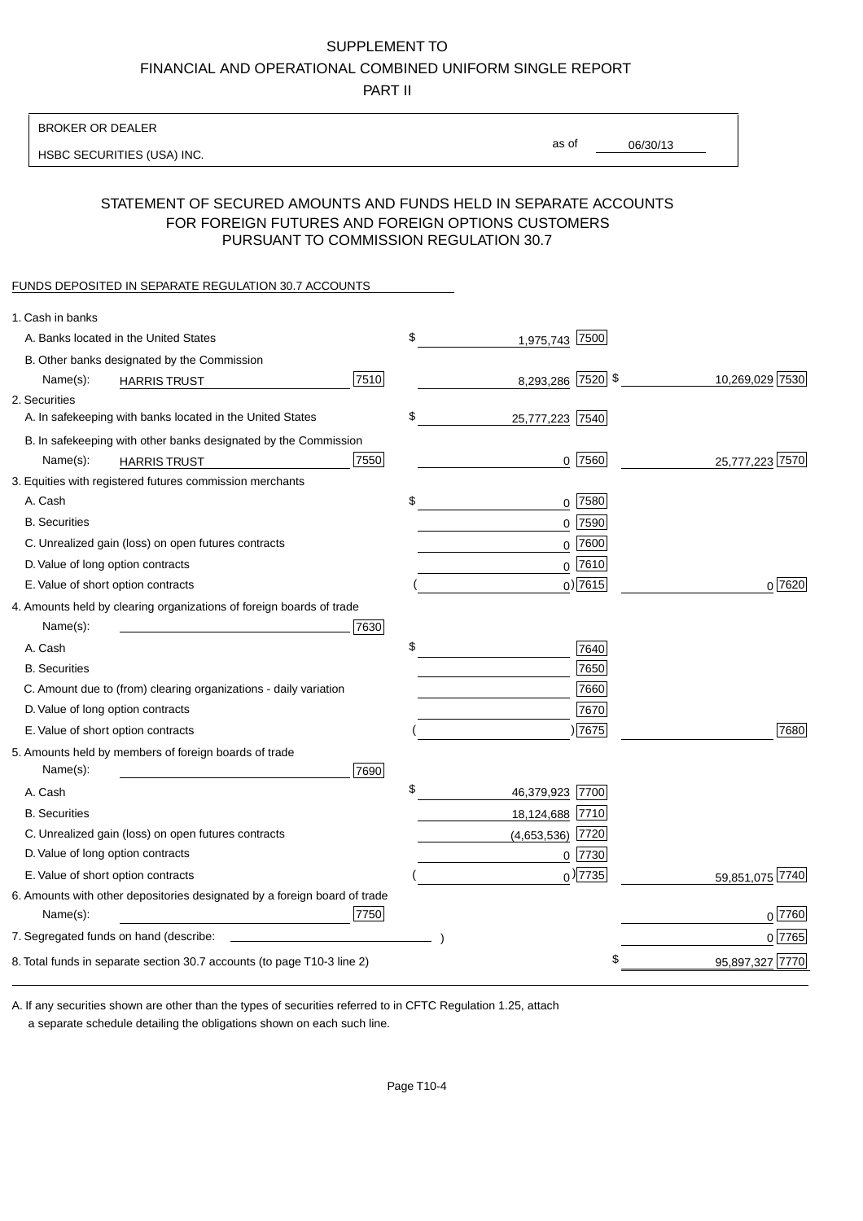SUPPLEMENT TO
FINANCIAL AND OPERATIONAL COMBINED UNIFORM SINGLE REPORT
PART II

| BROKER OR DEALER | |
|---|---|
| HSBC SECURITIES (USA) INC. | as of 06/30/13 |

## STATEMENT OF SECURED AMOUNTS AND FUNDS HELD IN SEPARATE ACCOUNTS FOR FOREIGN FUTURES AND FOREIGN OPTIONS CUSTOMERS PURSUANT TO COMMISSION REGULATION 30.7

FUNDS DEPOSITED IN SEPARATE REGULATION 30.7 ACCOUNTS

| | | | |
|---|---|---|---|
| 1. Cash in banks | | | |
| A. Banks located in the United States | | $ 1,975,743 [7500] | |
| B. Other banks designated by the Commission | | | |
| Name(s): HARRIS TRUST | [7510] | 8,293,286 [7520] | $ 10,269,029 [7530] |
| 2. Securities | | | |
| A. In safekeeping with banks located in the United States | | $ 25,777,223 [7540] | |
| B. In safekeeping with other banks designated by the Commission | | | |
| Name(s): HARRIS TRUST | [7550] | 0 [7560] | 25,777,223 [7570] |
| 3. Equities with registered futures commission merchants | | | |
| A. Cash | | $ 0 [7580] | |
| B. Securities | | 0 [7590] | |
| C. Unrealized gain (loss) on open futures contracts | | 0 [7600] | |
| D. Value of long option contracts | | 0 [7610] | |
| E. Value of short option contracts | | ( 0 ) [7615] | 0 [7620] |
| 4. Amounts held by clearing organizations of foreign boards of trade | | | |
| Name(s): | [7630] | | |
| A. Cash | | $ [7640] | |
| B. Securities | | [7650] | |
| C. Amount due to (from) clearing organizations - daily variation | | [7660] | |
| D. Value of long option contracts | | [7670] | |
| E. Value of short option contracts | | ( ) [7675] | [7680] |
| 5. Amounts held by members of foreign boards of trade | | | |
| Name(s): | [7690] | | |
| A. Cash | | $ 46,379,923 [7700] | |
| B. Securities | | 18,124,688 [7710] | |
| C. Unrealized gain (loss) on open futures contracts | | (4,653,536) [7720] | |
| D. Value of long option contracts | | 0 [7730] | |
| E. Value of short option contracts | | ( 0 ) [7735] | 59,851,075 [7740] |
| 6. Amounts with other depositories designated by a foreign board of trade | | | |
| Name(s): | [7750] | | 0 [7760] |
| 7. Segregated funds on hand (describe: ) | | | 0 [7765] |
| 8. Total funds in separate section 30.7 accounts (to page T10-3 line 2) | | | $ 95,897,327 [7770] |

A. If any securities shown are other than the types of securities referred to in CFTC Regulation 1.25, attach a separate schedule detailing the obligations shown on each such line.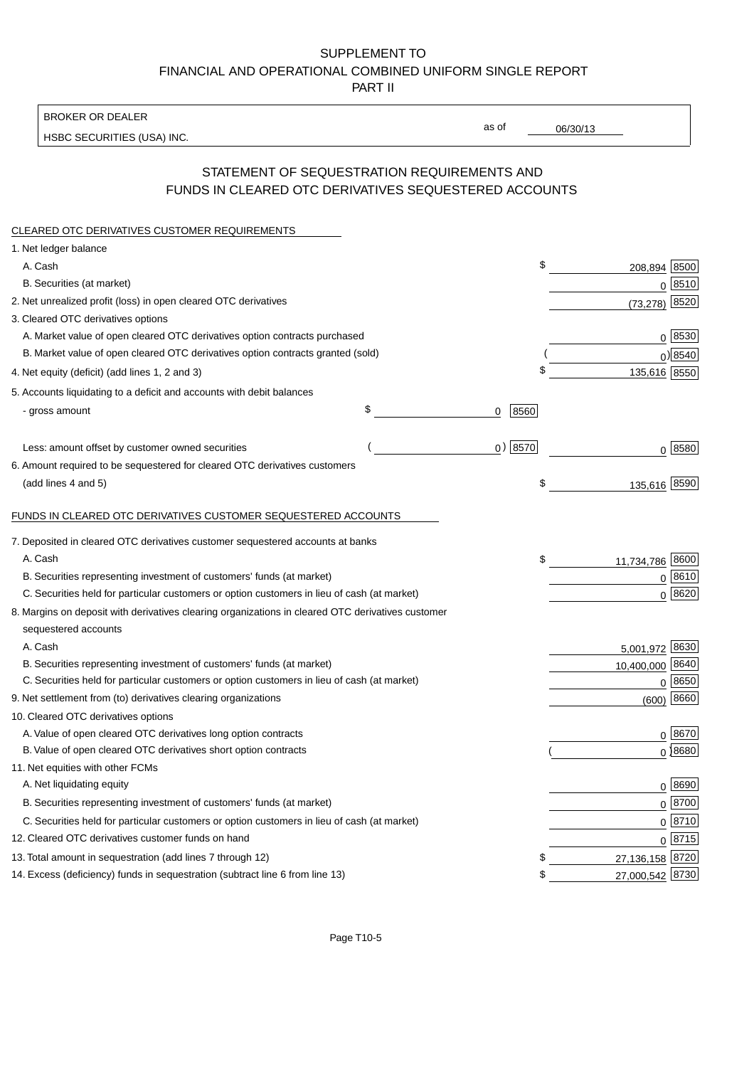SUPPLEMENT TO
FINANCIAL AND OPERATIONAL COMBINED UNIFORM SINGLE REPORT
PART II

BROKER OR DEALER
HSBC SECURITIES (USA) INC.

as of 06/30/13

## STATEMENT OF SEQUESTRATION REQUIREMENTS AND FUNDS IN CLEARED OTC DERIVATIVES SEQUESTERED ACCOUNTS

CLEARED OTC DERIVATIVES CUSTOMER REQUIREMENTS

| | | | | |
|---|---|---|---|---|
| 1. Net ledger balance | | | | |
| A. Cash | | | $ 208,894 | 8500 |
| B. Securities (at market) | | | 0 | 8510 |
| 2. Net unrealized profit (loss) in open cleared OTC derivatives | | | (73,278) | 8520 |
| 3. Cleared OTC derivatives options | | | | |
| A. Market value of open cleared OTC derivatives option contracts purchased | | | 0 | 8530 |
| B. Market value of open cleared OTC derivatives option contracts granted (sold) | | | ( 0) | 8540 |
| 4. Net equity (deficit) (add lines 1, 2 and 3) | | | $ 135,616 | 8550 |
| 5. Accounts liquidating to a deficit and accounts with debit balances | | | | |
| - gross amount | $ 0 | 8560 | | |
| Less: amount offset by customer owned securities | ( 0) | 8570 | 0 | 8580 |
| 6. Amount required to be sequestered for cleared OTC derivatives customers (add lines 4 and 5) | | | $ 135,616 | 8590 |

FUNDS IN CLEARED OTC DERIVATIVES CUSTOMER SEQUESTERED ACCOUNTS

| | | |
|---|---|---|
| 7. Deposited in cleared OTC derivatives customer sequestered accounts at banks | | |
| A. Cash | $ 11,734,786 | 8600 |
| B. Securities representing investment of customers' funds (at market) | 0 | 8610 |
| C. Securities held for particular customers or option customers in lieu of cash (at market) | 0 | 8620 |
| 8. Margins on deposit with derivatives clearing organizations in cleared OTC derivatives customer sequestered accounts | | |
| A. Cash | 5,001,972 | 8630 |
| B. Securities representing investment of customers' funds (at market) | 10,400,000 | 8640 |
| C. Securities held for particular customers or option customers in lieu of cash (at market) | 0 | 8650 |
| 9. Net settlement from (to) derivatives clearing organizations | (600) | 8660 |
| 10. Cleared OTC derivatives options | | |
| A. Value of open cleared OTC derivatives long option contracts | 0 | 8670 |
| B. Value of open cleared OTC derivatives short option contracts | ( 0) | 8680 |
| 11. Net equities with other FCMs | | |
| A. Net liquidating equity | 0 | 8690 |
| B. Securities representing investment of customers' funds (at market) | 0 | 8700 |
| C. Securities held for particular customers or option customers in lieu of cash (at market) | 0 | 8710 |
| 12. Cleared OTC derivatives customer funds on hand | 0 | 8715 |
| 13. Total amount in sequestration (add lines 7 through 12) | $ 27,136,158 | 8720 |
| 14. Excess (deficiency) funds in sequestration (subtract line 6 from line 13) | $ 27,000,542 | 8730 |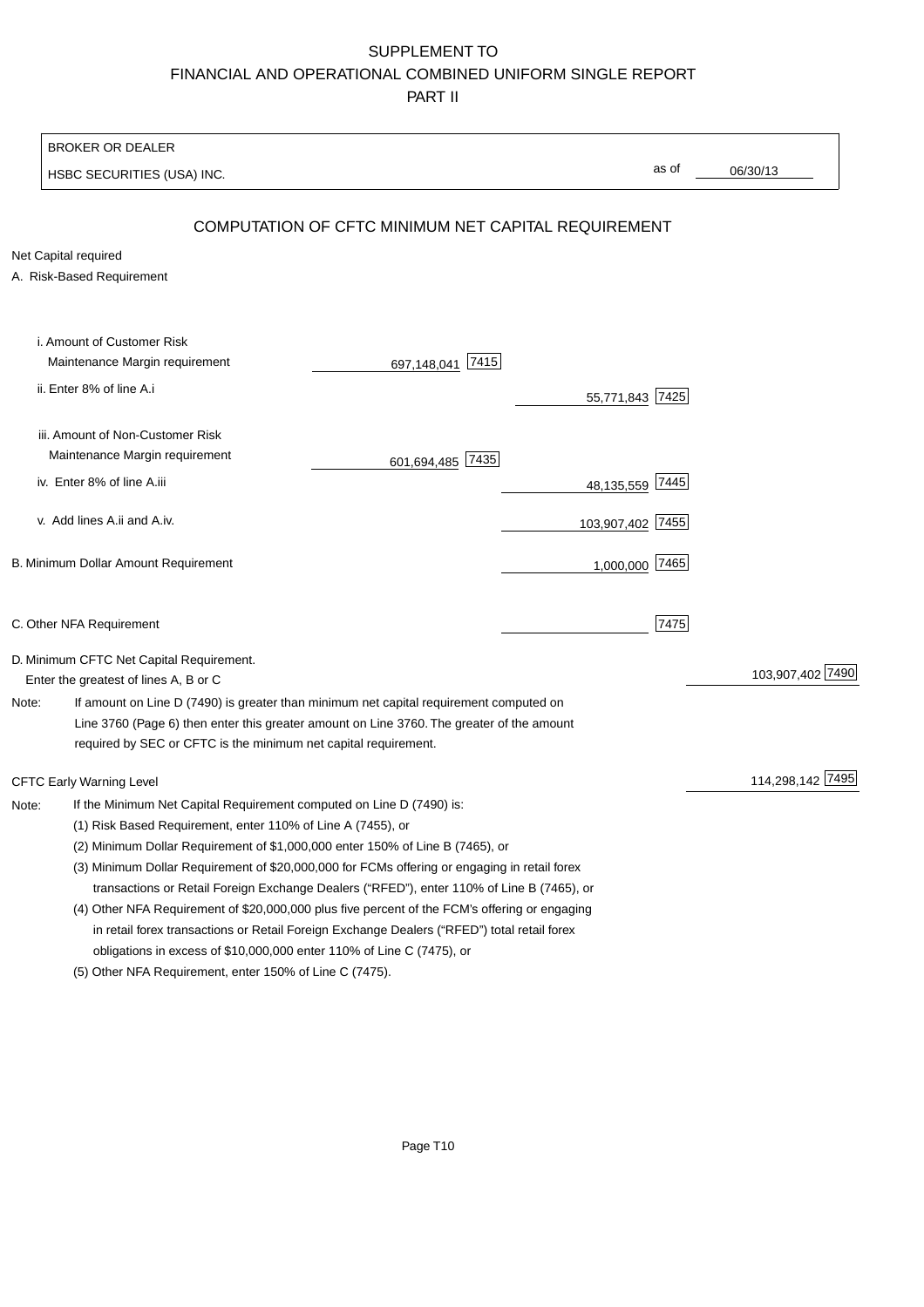# SUPPLEMENT TO
# FINANCIAL AND OPERATIONAL COMBINED UNIFORM SINGLE REPORT
# PART II

BROKER OR DEALER

HSBC SECURITIES (USA) INC. as of 06/30/13

## COMPUTATION OF CFTC MINIMUM NET CAPITAL REQUIREMENT

Net Capital required

A. Risk-Based Requirement

| | | | |
|---|---|---|---|
| i. Amount of Customer Risk Maintenance Margin requirement | 697,148,041 [7415] | | |
| ii. Enter 8% of line A.i | | 55,771,843 [7425] | |
| iii. Amount of Non-Customer Risk Maintenance Margin requirement | 601,694,485 [7435] | | |
| iv. Enter 8% of line A.iii | | 48,135,559 [7445] | |
| v. Add lines A.ii and A.iv. | | 103,907,402 [7455] | |
| B. Minimum Dollar Amount Requirement | | 1,000,000 [7465] | |
| C. Other NFA Requirement | | [7475] | |
| D. Minimum CFTC Net Capital Requirement. Enter the greatest of lines A, B or C | | | 103,907,402 [7490] |

Note: If amount on Line D (7490) is greater than minimum net capital requirement computed on Line 3760 (Page 6) then enter this greater amount on Line 3760. The greater of the amount required by SEC or CFTC is the minimum net capital requirement.

CFTC Early Warning Level 114,298,142 [7495]

Note: If the Minimum Net Capital Requirement computed on Line D (7490) is:

(1) Risk Based Requirement, enter 110% of Line A (7455), or

(2) Minimum Dollar Requirement of $1,000,000 enter 150% of Line B (7465), or

(3) Minimum Dollar Requirement of $20,000,000 for FCMs offering or engaging in retail forex transactions or Retail Foreign Exchange Dealers ("RFED"), enter 110% of Line B (7465), or

(4) Other NFA Requirement of $20,000,000 plus five percent of the FCM's offering or engaging in retail forex transactions or Retail Foreign Exchange Dealers ("RFED") total retail forex obligations in excess of $10,000,000 enter 110% of Line C (7475), or

(5) Other NFA Requirement, enter 150% of Line C (7475).